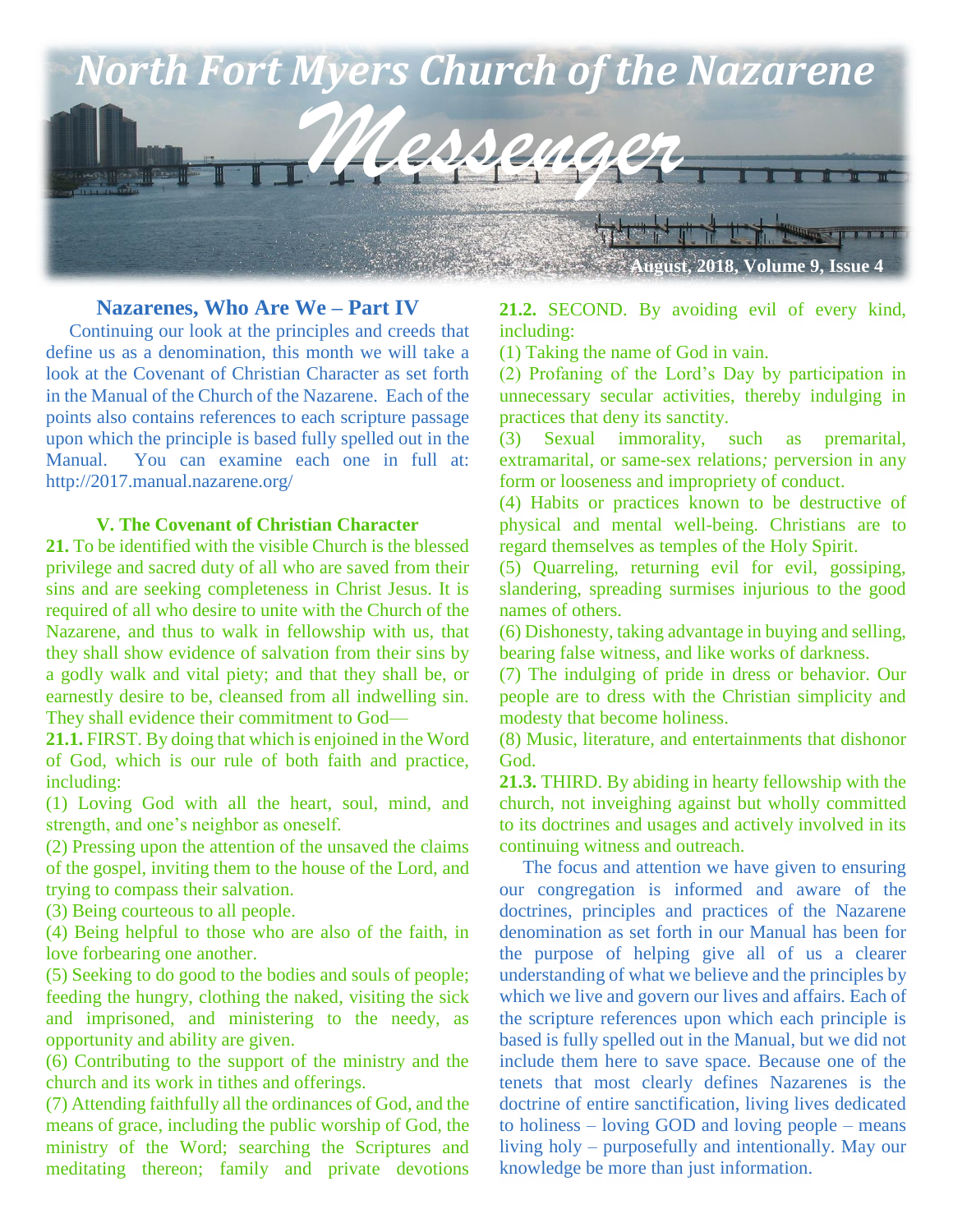# North Fort Myers Church of the Nazarene

# *Messenger*

August, 2018, Volume 9, Issue 4

## Nazarenes, Who Are We – Part IV

Continuing our look at the principles and creeds that define us as a denomination, this month we will take a look at the Covenant of Christian Character as set forth in the Manual of the Church of the Nazarene. Each of the points also contains references to each scripture passage upon which the principle is based fully spelled out in the Manual. You can examine each one in full at: http://2017.manual.nazarene.org/

### V. The Covenant of Christian Character

**21.** To be identified with the visible Church is the blessed privilege and sacred duty of all who are saved from their sins and are seeking completeness in Christ Jesus. It is required of all who desire to unite with the Church of the Nazarene, and thus to walk in fellowship with us, that they shall show evidence of salvation from their sins by a godly walk and vital piety; and that they shall be, or earnestly desire to be, cleansed from all indwelling sin. They shall evidence their commitment to God—

**21.1.** FIRST. By doing that which is enjoined in the Word of God, which is our rule of both faith and practice, including:

(1) Loving God with all the heart, soul, mind, and strength, and one's neighbor as oneself.

(2) Pressing upon the attention of the unsaved the claims of the gospel, inviting them to the house of the Lord, and trying to compass their salvation.

(3) Being courteous to all people.

(4) Being helpful to those who are also of the faith, in love forbearing one another.

(5) Seeking to do good to the bodies and souls of people; feeding the hungry, clothing the naked, visiting the sick and imprisoned, and ministering to the needy, as opportunity and ability are given.

(6) Contributing to the support of the ministry and the church and its work in tithes and offerings.

(7) Attending faithfully all the ordinances of God, and the means of grace, including the public worship of God, the ministry of the Word; searching the Scriptures and meditating thereon; family and private devotions

**21.2.** SECOND. By avoiding evil of every kind, including:

(1) Taking the name of God in vain.

(2) Profaning of the Lord's Day by participation in unnecessary secular activities, thereby indulging in practices that deny its sanctity.

(3) Sexual immorality, such as premarital, extramarital, or same-sex relations; perversion in any form or looseness and impropriety of conduct.

(4) Habits or practices known to be destructive of physical and mental well-being. Christians are to regard themselves as temples of the Holy Spirit.

(5) Quarreling, returning evil for evil, gossiping, slandering, spreading surmises injurious to the good names of others.

(6) Dishonesty, taking advantage in buying and selling, bearing false witness, and like works of darkness.

(7) The indulging of pride in dress or behavior. Our people are to dress with the Christian simplicity and modesty that become holiness.

(8) Music, literature, and entertainments that dishonor God.

**21.3.** THIRD. By abiding in hearty fellowship with the church, not inveighing against but wholly committed to its doctrines and usages and actively involved in its continuing witness and outreach.

The focus and attention we have given to ensuring our congregation is informed and aware of the doctrines, principles and practices of the Nazarene denomination as set forth in our Manual has been for the purpose of helping give all of us a clearer understanding of what we believe and the principles by which we live and govern our lives and affairs. Each of the scripture references upon which each principle is based is fully spelled out in the Manual, but we did not include them here to save space. Because one of the tenets that most clearly defines Nazarenes is the doctrine of entire sanctification, living lives dedicated to holiness – loving GOD and loving people – means living holy – purposefully and intentionally. May our knowledge be more than just information.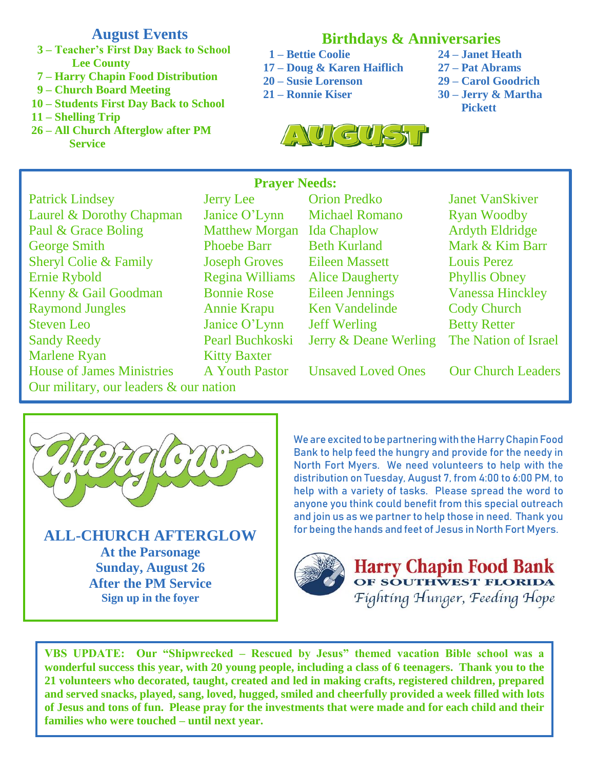## August Events

- **3 – Teacher's First Day Back to School Lee County**
- **7 – Harry Chapin Food Distribution**
- **9 – Church Board Meeting**
- **10 – Students First Day Back to School**
- **11 – Shelling Trip**
- **26 – All Church Afterglow after PM Service**

## Birthdays & Anniversaries

- **1 – Bettie Coolie**
- **17 – Doug & Karen Haiflich**
- **20 – Susie Lorenson**
- **21 – Ronnie Kiser**
- **24 – Janet Heath**
- **27 – Pat Abrams**
- **29 – Carol Goodrich**
- **30 – Jerry & Martha Pickett**

AUGUST

## Prayer Needs:

| | | | |
|---|---|---|---|
| Patrick Lindsey | Jerry Lee | Orion Predko | Janet VanSkiver |
| Laurel & Dorothy Chapman | Janice O'Lynn | Michael Romano | Ryan Woodby |
| Paul & Grace Boling | Matthew Morgan | Ida Chaplow | Ardyth Eldridge |
| George Smith | Phoebe Barr | Beth Kurland | Mark & Kim Barr |
| Sheryl Colie & Family | Joseph Groves | Eileen Massett | Louis Perez |
| Ernie Rybold | Regina Williams | Alice Daugherty | Phyllis Obney |
| Kenny & Gail Goodman | Bonnie Rose | Eileen Jennings | Vanessa Hinckley |
| Raymond Jungles | Annie Krapu | Ken Vandelinde | Cody Church |
| Steven Leo | Janice O'Lynn | Jeff Werling | Betty Retter |
| Sandy Reedy | Pearl Buchkoski | Jerry & Deane Werling | The Nation of Israel |
| Marlene Ryan | Kitty Baxter | | |
| House of James Ministries | A Youth Pastor | Unsaved Loved Ones | Our Church Leaders |

Our military, our leaders & our nation

Afterglow

**ALL-CHURCH AFTERGLOW**

**At the Parsonage**
**Sunday, August 26**
**After the PM Service**
**Sign up in the foyer**

We are excited to be partnering with the Harry Chapin Food Bank to help feed the hungry and provide for the needy in North Fort Myers. We need volunteers to help with the distribution on Tuesday, August 7, from 4:00 to 6:00 PM, to help with a variety of tasks. Please spread the word to anyone you think could benefit from this special outreach and join us as we partner to help those in need. Thank you for being the hands and feet of Jesus in North Fort Myers.

**Harry Chapin Food Bank**
OF SOUTHWEST FLORIDA
*Fighting Hunger, Feeding Hope*

**VBS UPDATE: Our "Shipwrecked – Rescued by Jesus" themed vacation Bible school was a wonderful success this year, with 20 young people, including a class of 6 teenagers. Thank you to the 21 volunteers who decorated, taught, created and led in making crafts, registered children, prepared and served snacks, played, sang, loved, hugged, smiled and cheerfully provided a week filled with lots of Jesus and tons of fun. Please pray for the investments that were made and for each child and their families who were touched – until next year.**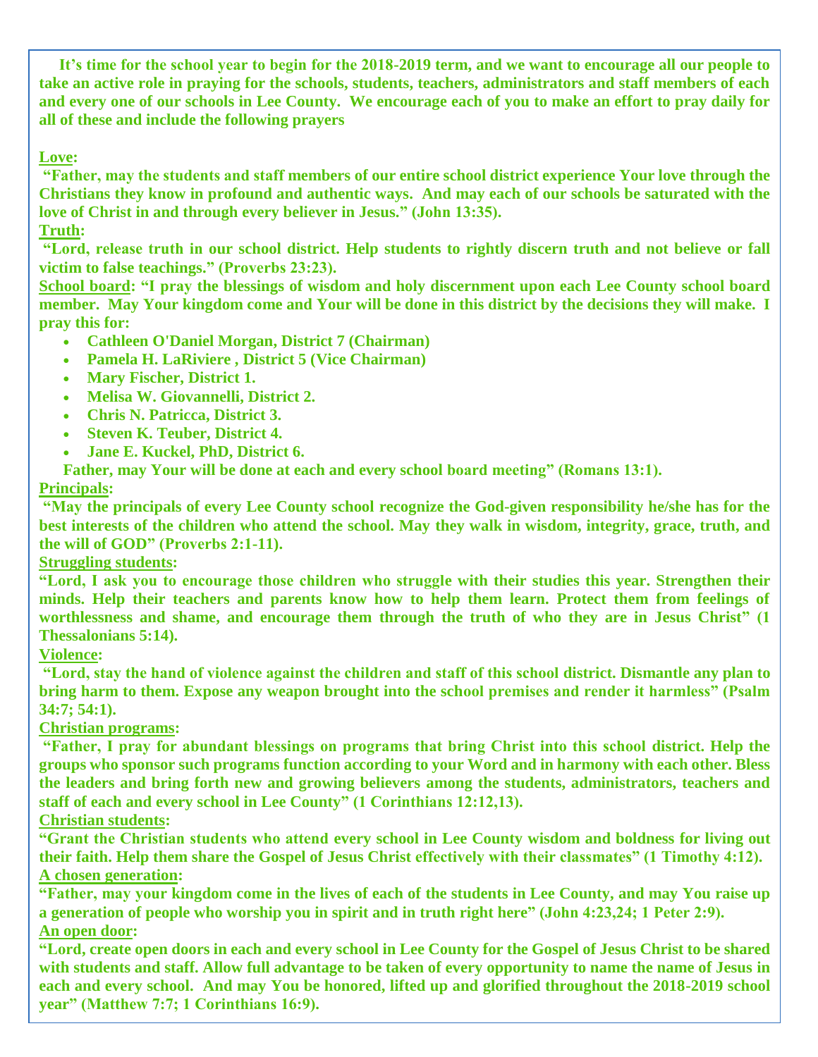**It's time for the school year to begin for the 2018-2019 term, and we want to encourage all our people to take an active role in praying for the schools, students, teachers, administrators and staff members of each and every one of our schools in Lee County. We encourage each of you to make an effort to pray daily for all of these and include the following prayers**

**Love:**
**"Father, may the students and staff members of our entire school district experience Your love through the Christians they know in profound and authentic ways. And may each of our schools be saturated with the love of Christ in and through every believer in Jesus." (John 13:35).**

**Truth:**
**"Lord, release truth in our school district. Help students to rightly discern truth and not believe or fall victim to false teachings." (Proverbs 23:23).**

**School board: "I pray the blessings of wisdom and holy discernment upon each Lee County school board member. May Your kingdom come and Your will be done in this district by the decisions they will make. I pray this for:**

- **Cathleen O'Daniel Morgan, District 7 (Chairman)**
- **Pamela H. LaRiviere , District 5 (Vice Chairman)**
- **Mary Fischer, District 1.**
- **Melisa W. Giovannelli, District 2.**
- **Chris N. Patricca, District 3.**
- **Steven K. Teuber, District 4.**
- **Jane E. Kuckel, PhD, District 6.**

**Father, may Your will be done at each and every school board meeting" (Romans 13:1).**

**Principals:**
**"May the principals of every Lee County school recognize the God-given responsibility he/she has for the best interests of the children who attend the school. May they walk in wisdom, integrity, grace, truth, and the will of GOD" (Proverbs 2:1-11).**

**Struggling students:**
**"Lord, I ask you to encourage those children who struggle with their studies this year. Strengthen their minds. Help their teachers and parents know how to help them learn. Protect them from feelings of worthlessness and shame, and encourage them through the truth of who they are in Jesus Christ" (1 Thessalonians 5:14).**

**Violence:**
**"Lord, stay the hand of violence against the children and staff of this school district. Dismantle any plan to bring harm to them. Expose any weapon brought into the school premises and render it harmless" (Psalm 34:7; 54:1).**

**Christian programs:**
**"Father, I pray for abundant blessings on programs that bring Christ into this school district. Help the groups who sponsor such programs function according to your Word and in harmony with each other. Bless the leaders and bring forth new and growing believers among the students, administrators, teachers and staff of each and every school in Lee County" (1 Corinthians 12:12,13).**

**Christian students:**
**"Grant the Christian students who attend every school in Lee County wisdom and boldness for living out their faith. Help them share the Gospel of Jesus Christ effectively with their classmates" (1 Timothy 4:12).**

**A chosen generation:**
**"Father, may your kingdom come in the lives of each of the students in Lee County, and may You raise up a generation of people who worship you in spirit and in truth right here" (John 4:23,24; 1 Peter 2:9).**

**An open door:**
**"Lord, create open doors in each and every school in Lee County for the Gospel of Jesus Christ to be shared with students and staff. Allow full advantage to be taken of every opportunity to name the name of Jesus in each and every school. And may You be honored, lifted up and glorified throughout the 2018-2019 school year" (Matthew 7:7; 1 Corinthians 16:9).**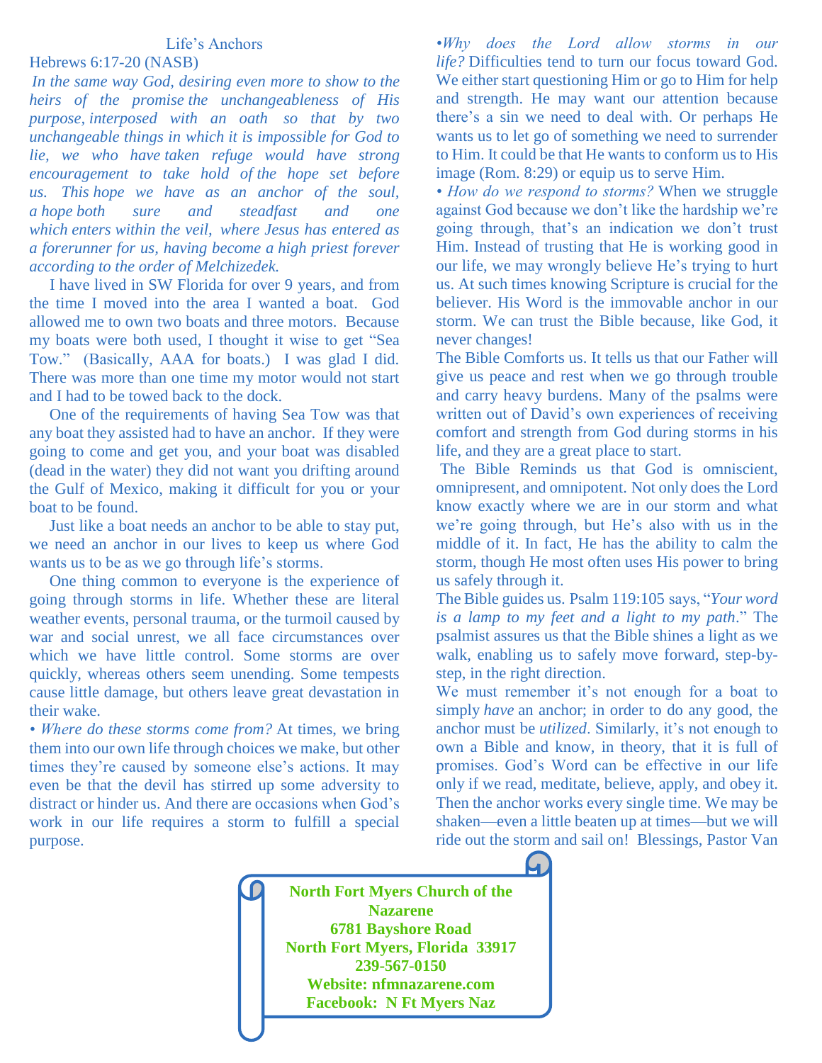## Life's Anchors

Hebrews 6:17-20 (NASB)

*In the same way God, desiring even more to show to the heirs of the promise the unchangeableness of His purpose, interposed with an oath so that by two unchangeable things in which it is impossible for God to lie, we who have taken refuge would have strong encouragement to take hold of the hope set before us. This hope we have as an anchor of the soul, a hope both sure and steadfast and one which enters within the veil, where Jesus has entered as a forerunner for us, having become a high priest forever according to the order of Melchizedek.*

I have lived in SW Florida for over 9 years, and from the time I moved into the area I wanted a boat. God allowed me to own two boats and three motors. Because my boats were both used, I thought it wise to get "Sea Tow." (Basically, AAA for boats.) I was glad I did. There was more than one time my motor would not start and I had to be towed back to the dock.

One of the requirements of having Sea Tow was that any boat they assisted had to have an anchor. If they were going to come and get you, and your boat was disabled (dead in the water) they did not want you drifting around the Gulf of Mexico, making it difficult for you or your boat to be found.

Just like a boat needs an anchor to be able to stay put, we need an anchor in our lives to keep us where God wants us to be as we go through life's storms.

One thing common to everyone is the experience of going through storms in life. Whether these are literal weather events, personal trauma, or the turmoil caused by war and social unrest, we all face circumstances over which we have little control. Some storms are over quickly, whereas others seem unending. Some tempests cause little damage, but others leave great devastation in their wake.

• *Where do these storms come from?* At times, we bring them into our own life through choices we make, but other times they're caused by someone else's actions. It may even be that the devil has stirred up some adversity to distract or hinder us. And there are occasions when God's work in our life requires a storm to fulfill a special purpose.

•*Why does the Lord allow storms in our life?* Difficulties tend to turn our focus toward God. We either start questioning Him or go to Him for help and strength. He may want our attention because there's a sin we need to deal with. Or perhaps He wants us to let go of something we need to surrender to Him. It could be that He wants to conform us to His image (Rom. 8:29) or equip us to serve Him.

• *How do we respond to storms?* When we struggle against God because we don't like the hardship we're going through, that's an indication we don't trust Him. Instead of trusting that He is working good in our life, we may wrongly believe He's trying to hurt us. At such times knowing Scripture is crucial for the believer. His Word is the immovable anchor in our storm. We can trust the Bible because, like God, it never changes!

The Bible Comforts us. It tells us that our Father will give us peace and rest when we go through trouble and carry heavy burdens. Many of the psalms were written out of David's own experiences of receiving comfort and strength from God during storms in his life, and they are a great place to start.

The Bible Reminds us that God is omniscient, omnipresent, and omnipotent. Not only does the Lord know exactly where we are in our storm and what we're going through, but He's also with us in the middle of it. In fact, He has the ability to calm the storm, though He most often uses His power to bring us safely through it.

The Bible guides us. Psalm 119:105 says, "*Your word is a lamp to my feet and a light to my path*." The psalmist assures us that the Bible shines a light as we walk, enabling us to safely move forward, step-by-step, in the right direction.

We must remember it's not enough for a boat to simply *have* an anchor; in order to do any good, the anchor must be *utilized*. Similarly, it's not enough to own a Bible and know, in theory, that it is full of promises. God's Word can be effective in our life only if we read, meditate, believe, apply, and obey it. Then the anchor works every single time. We may be shaken—even a little beaten up at times—but we will ride out the storm and sail on! Blessings, Pastor Van

**North Fort Myers Church of the Nazarene**
**6781 Bayshore Road**
**North Fort Myers, Florida 33917**
**239-567-0150**
**Website: nfmnazarene.com**
**Facebook: N Ft Myers Naz**